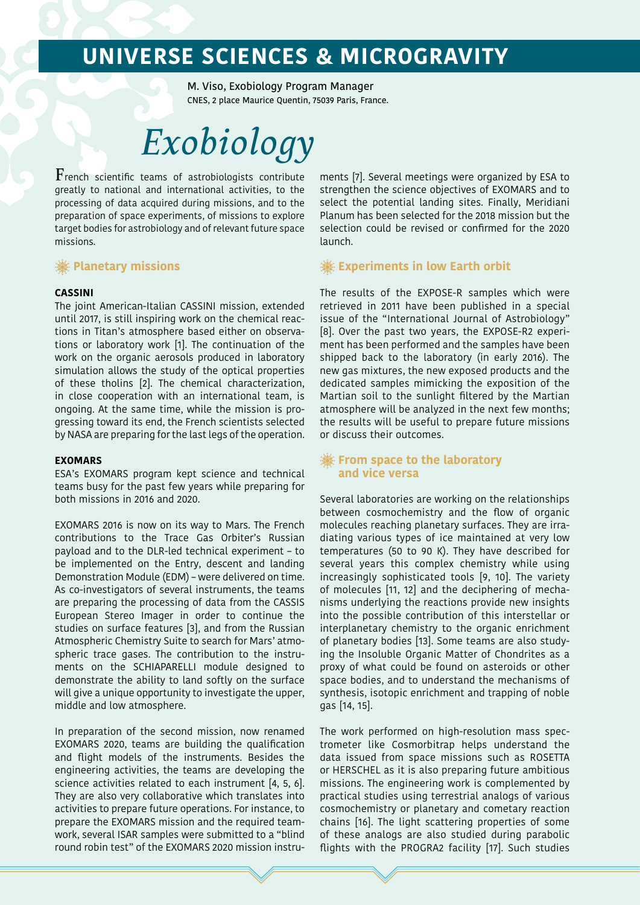# UNIVERSE SCIENCES & MICROGRAVITY

M. Viso, Exobiology Program Manager
CNES, 2 place Maurice Quentin, 75039 Paris, France.

# *Exobiology*

French scientific teams of astrobiologists contribute greatly to national and international activities, to the processing of data acquired during missions, and to the preparation of space experiments, of missions to explore target bodies for astrobiology and of relevant future space missions.

## Planetary missions

### CASSINI

The joint American-Italian CASSINI mission, extended until 2017, is still inspiring work on the chemical reactions in Titan's atmosphere based either on observations or laboratory work [1]. The continuation of the work on the organic aerosols produced in laboratory simulation allows the study of the optical properties of these tholins [2]. The chemical characterization, in close cooperation with an international team, is ongoing. At the same time, while the mission is progressing toward its end, the French scientists selected by NASA are preparing for the last legs of the operation.

### EXOMARS

ESA's EXOMARS program kept science and technical teams busy for the past few years while preparing for both missions in 2016 and 2020.

EXOMARS 2016 is now on its way to Mars. The French contributions to the Trace Gas Orbiter's Russian payload and to the DLR-led technical experiment – to be implemented on the Entry, descent and landing Demonstration Module (EDM) – were delivered on time. As co-investigators of several instruments, the teams are preparing the processing of data from the CASSIS European Stereo Imager in order to continue the studies on surface features [3], and from the Russian Atmospheric Chemistry Suite to search for Mars' atmospheric trace gases. The contribution to the instruments on the SCHIAPARELLI module designed to demonstrate the ability to land softly on the surface will give a unique opportunity to investigate the upper, middle and low atmosphere.

In preparation of the second mission, now renamed EXOMARS 2020, teams are building the qualification and flight models of the instruments. Besides the engineering activities, the teams are developing the science activities related to each instrument [4, 5, 6]. They are also very collaborative which translates into activities to prepare future operations. For instance, to prepare the EXOMARS mission and the required teamwork, several ISAR samples were submitted to a "blind round robin test" of the EXOMARS 2020 mission instruments [7]. Several meetings were organized by ESA to strengthen the science objectives of EXOMARS and to select the potential landing sites. Finally, Meridiani Planum has been selected for the 2018 mission but the selection could be revised or confirmed for the 2020 launch.

## Experiments in low Earth orbit

The results of the EXPOSE-R samples which were retrieved in 2011 have been published in a special issue of the "International Journal of Astrobiology" [8]. Over the past two years, the EXPOSE-R2 experiment has been performed and the samples have been shipped back to the laboratory (in early 2016). The new gas mixtures, the new exposed products and the dedicated samples mimicking the exposition of the Martian soil to the sunlight filtered by the Martian atmosphere will be analyzed in the next few months; the results will be useful to prepare future missions or discuss their outcomes.

## From space to the laboratory and vice versa

Several laboratories are working on the relationships between cosmochemistry and the flow of organic molecules reaching planetary surfaces. They are irradiating various types of ice maintained at very low temperatures (50 to 90 K). They have described for several years this complex chemistry while using increasingly sophisticated tools [9, 10]. The variety of molecules [11, 12] and the deciphering of mechanisms underlying the reactions provide new insights into the possible contribution of this interstellar or interplanetary chemistry to the organic enrichment of planetary bodies [13]. Some teams are also studying the Insoluble Organic Matter of Chondrites as a proxy of what could be found on asteroids or other space bodies, and to understand the mechanisms of synthesis, isotopic enrichment and trapping of noble gas [14, 15].

The work performed on high-resolution mass spectrometer like Cosmorbitrap helps understand the data issued from space missions such as ROSETTA or HERSCHEL as it is also preparing future ambitious missions. The engineering work is complemented by practical studies using terrestrial analogs of various cosmochemistry or planetary and cometary reaction chains [16]. The light scattering properties of some of these analogs are also studied during parabolic flights with the PROGRA2 facility [17]. Such studies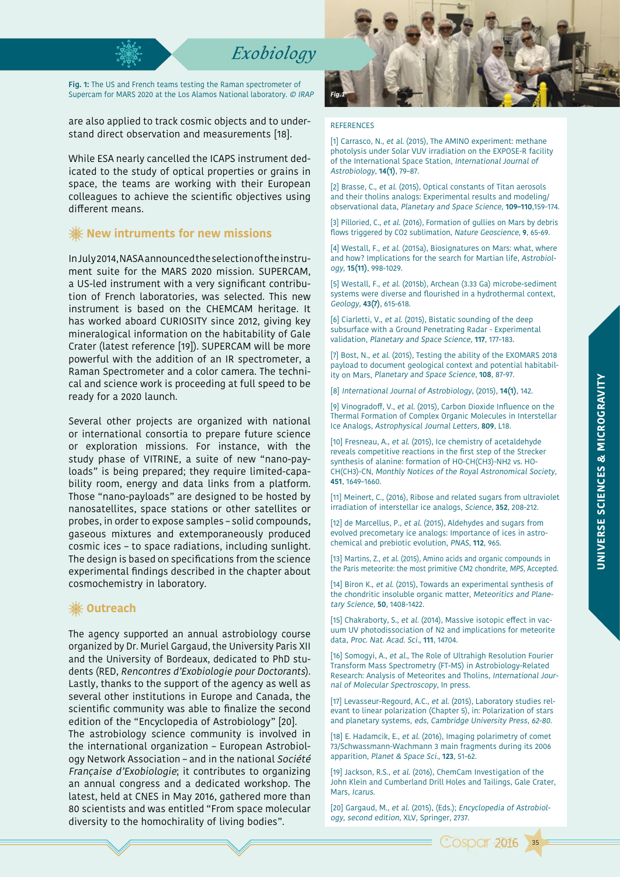Fig. 1: The US and French teams testing the Raman spectrometer of Supercam for MARS 2020 at the Los Alamos National laboratory. *© IRAP*

are also applied to track cosmic objects and to understand direct observation and measurements [18].

While ESA nearly cancelled the ICAPS instrument dedicated to the study of optical properties or grains in space, the teams are working with their European colleagues to achieve the scientific objectives using different means.

## New intruments for new missions

In July 2014, NASA announced the selection of the instrument suite for the MARS 2020 mission. SUPERCAM, a US-led instrument with a very significant contribution of French laboratories, was selected. This new instrument is based on the CHEMCAM heritage. It has worked aboard CURIOSITY since 2012, giving key mineralogical information on the habitability of Gale Crater (latest reference [19]). SUPERCAM will be more powerful with the addition of an IR spectrometer, a Raman Spectrometer and a color camera. The technical and science work is proceeding at full speed to be ready for a 2020 launch.

Several other projects are organized with national or international consortia to prepare future science or exploration missions. For instance, with the study phase of VITRINE, a suite of new "nano-payloads" is being prepared; they require limited-capability room, energy and data links from a platform. Those "nano-payloads" are designed to be hosted by nanosatellites, space stations or other satellites or probes, in order to expose samples – solid compounds, gaseous mixtures and extemporaneously produced cosmic ices – to space radiations, including sunlight. The design is based on specifications from the science experimental findings described in the chapter about cosmochemistry in laboratory.

## Outreach

The agency supported an annual astrobiology course organized by Dr. Muriel Gargaud, the University Paris XII and the University of Bordeaux, dedicated to PhD students (RED, *Rencontres d'Exobiologie pour Doctorants*). Lastly, thanks to the support of the agency as well as several other institutions in Europe and Canada, the scientific community was able to finalize the second edition of the "Encyclopedia of Astrobiology" [20].

The astrobiology science community is involved in the international organization – European Astrobiology Network Association – and in the national *Société Française d'Exobiologie*; it contributes to organizing an annual congress and a dedicated workshop. The latest, held at CNES in May 2016, gathered more than 80 scientists and was entitled "From space molecular diversity to the homochirality of living bodies".

## REFERENCES

[1] Carrasco, N., *et al.* (2015), The AMINO experiment: methane photolysis under Solar VUV irradiation on the EXPOSE-R facility of the International Space Station, *International Journal of Astrobiology*, **14(1)**, 79–87.

[2] Brasse, C., *et al.* (2015), Optical constants of Titan aerosols and their tholins analogs: Experimental results and modeling/observational data, *Planetary and Space Science*, **109–110**,159-174.

[3] Pilloried, C., *et al.* (2016), Formation of gullies on Mars by debris flows triggered by CO2 sublimation, *Nature Geoscience*, **9**, 65-69.

[4] Westall, F., *et al.* (2015a), Biosignatures on Mars: what, where and how? Implications for the search for Martian life, *Astrobiology*, **15(11)**, 998-1029.

[5] Westall, F., *et al.* (2015b), Archean (3.33 Ga) microbe-sediment systems were diverse and flourished in a hydrothermal context, *Geology*, **43(7)**, 615-618.

[6] Ciarletti, V., *et al.* (2015), Bistatic sounding of the deep subsurface with a Ground Penetrating Radar - Experimental validation, *Planetary and Space Science*, **117**, 177-183.

[7] Bost, N., *et al.* (2015), Testing the ability of the EXOMARS 2018 payload to document geological context and potential habitability on Mars, *Planetary and Space Science*, **108**, 87-97.

[8] *International Journal of Astrobiology*, (2015), **14(1)**, 142.

[9] Vinogradoff, V., *et al.* (2015), Carbon Dioxide Influence on the Thermal Formation of Complex Organic Molecules in Interstellar Ice Analogs, *Astrophysical Journal Letters*, **809**, L18.

[10] Fresneau, A., *et al.* (2015), Ice chemistry of acetaldehyde reveals competitive reactions in the first step of the Strecker synthesis of alanine: formation of HO-CH(CH3)-NH2 vs. HO-CH(CH3)-CN, *Monthly Notices of the Royal Astronomical Society*, **451**, 1649–1660.

[11] Meinert, C., (2016), Ribose and related sugars from ultraviolet irradiation of interstellar ice analogs, *Science*, **352**, 208-212.

[12] de Marcellus, P., *et al.* (2015), Aldehydes and sugars from evolved precometary ice analogs: Importance of ices in astrochemical and prebiotic evolution, *PNAS*, **112**, 965.

[13] Martins, Z., *et al.* (2015), Amino acids and organic compounds in the Paris meteorite: the most primitive CM2 chondrite, *MPS*, Accepted.

[14] Biron K., *et al.* (2015), Towards an experimental synthesis of the chondritic insoluble organic matter, *Meteoritics and Planetary Science*, **50**, 1408-1422.

[15] Chakraborty, S., *et al.* (2014), Massive isotopic effect in vacuum UV photodissociation of N2 and implications for meteorite data, *Proc. Nat. Acad. Sci.*, **111**, 14704.

[16] Somogyi, A., *et al.*, The Role of Ultrahigh Resolution Fourier Transform Mass Spectrometry (FT-MS) in Astrobiology-Related Research: Analysis of Meteorites and Tholins, *International Journal of Molecular Spectroscopy*, In press.

[17] Levasseur-Regourd, A.C., *et al.* (2015), Laboratory studies relevant to linear polarization (Chapter 5), in: Polarization of stars and planetary systems, *eds, Cambridge University Press, 62-80.*

[18] E. Hadamcik, E., *et al.* (2016), Imaging polarimetry of comet 73/Schwassmann-Wachmann 3 main fragments during its 2006 apparition, *Planet & Space Sci.*, **123**, 51-62.

[19] Jackson, R.S., *et al.* (2016), ChemCam Investigation of the John Klein and Cumberland Drill Holes and Tailings, Gale Crater, Mars, *Icarus.*

[20] Gargaud, M., *et al.* (2015), (Eds.); *Encyclopedia of Astrobiology, second edition*, XLV, Springer, 2737.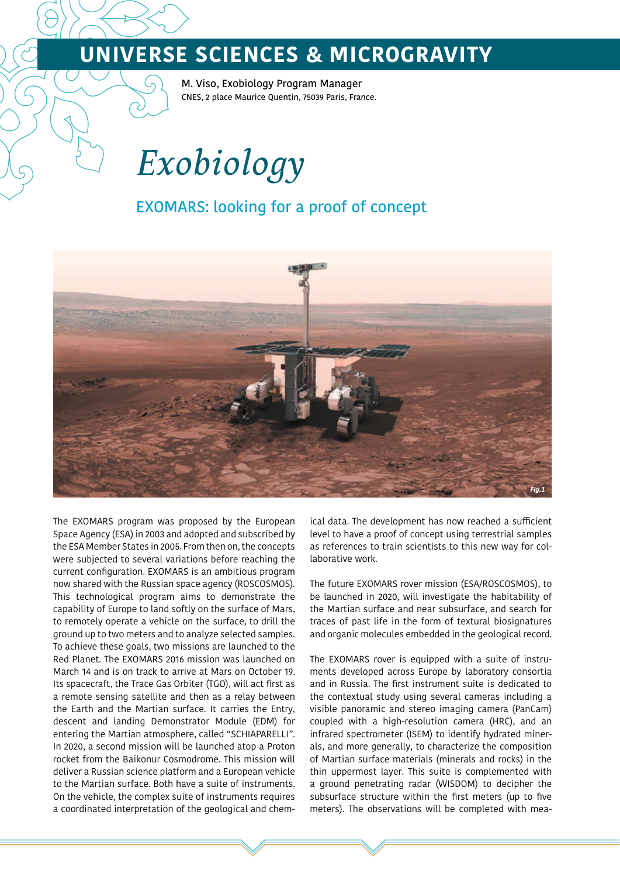# UNIVERSE SCIENCES & MICROGRAVITY

M. Viso, Exobiology Program Manager
CNES, 2 place Maurice Quentin, 75039 Paris, France.

# *Exobiology*

## EXOMARS: looking for a proof of concept

Fig.1

The EXOMARS program was proposed by the European Space Agency (ESA) in 2003 and adopted and subscribed by the ESA Member States in 2005. From then on, the concepts were subjected to several variations before reaching the current configuration. EXOMARS is an ambitious program now shared with the Russian space agency (ROSCOSMOS). This technological program aims to demonstrate the capability of Europe to land softly on the surface of Mars, to remotely operate a vehicle on the surface, to drill the ground up to two meters and to analyze selected samples. To achieve these goals, two missions are launched to the Red Planet. The EXOMARS 2016 mission was launched on March 14 and is on track to arrive at Mars on October 19. Its spacecraft, the Trace Gas Orbiter (TGO), will act first as a remote sensing satellite and then as a relay between the Earth and the Martian surface. It carries the Entry, descent and landing Demonstrator Module (EDM) for entering the Martian atmosphere, called "SCHIAPARELLI". In 2020, a second mission will be launched atop a Proton rocket from the Baikonur Cosmodrome. This mission will deliver a Russian science platform and a European vehicle to the Martian surface. Both have a suite of instruments. On the vehicle, the complex suite of instruments requires a coordinated interpretation of the geological and chemical data. The development has now reached a sufficient level to have a proof of concept using terrestrial samples as references to train scientists to this new way for collaborative work.

The future EXOMARS rover mission (ESA/ROSCOSMOS), to be launched in 2020, will investigate the habitability of the Martian surface and near subsurface, and search for traces of past life in the form of textural biosignatures and organic molecules embedded in the geological record.

The EXOMARS rover is equipped with a suite of instruments developed across Europe by laboratory consortia and in Russia. The first instrument suite is dedicated to the contextual study using several cameras including a visible panoramic and stereo imaging camera (PanCam) coupled with a high-resolution camera (HRC), and an infrared spectrometer (ISEM) to identify hydrated minerals, and more generally, to characterize the composition of Martian surface materials (minerals and rocks) in the thin uppermost layer. This suite is complemented with a ground penetrating radar (WISDOM) to decipher the subsurface structure within the first meters (up to five meters). The observations will be completed with mea-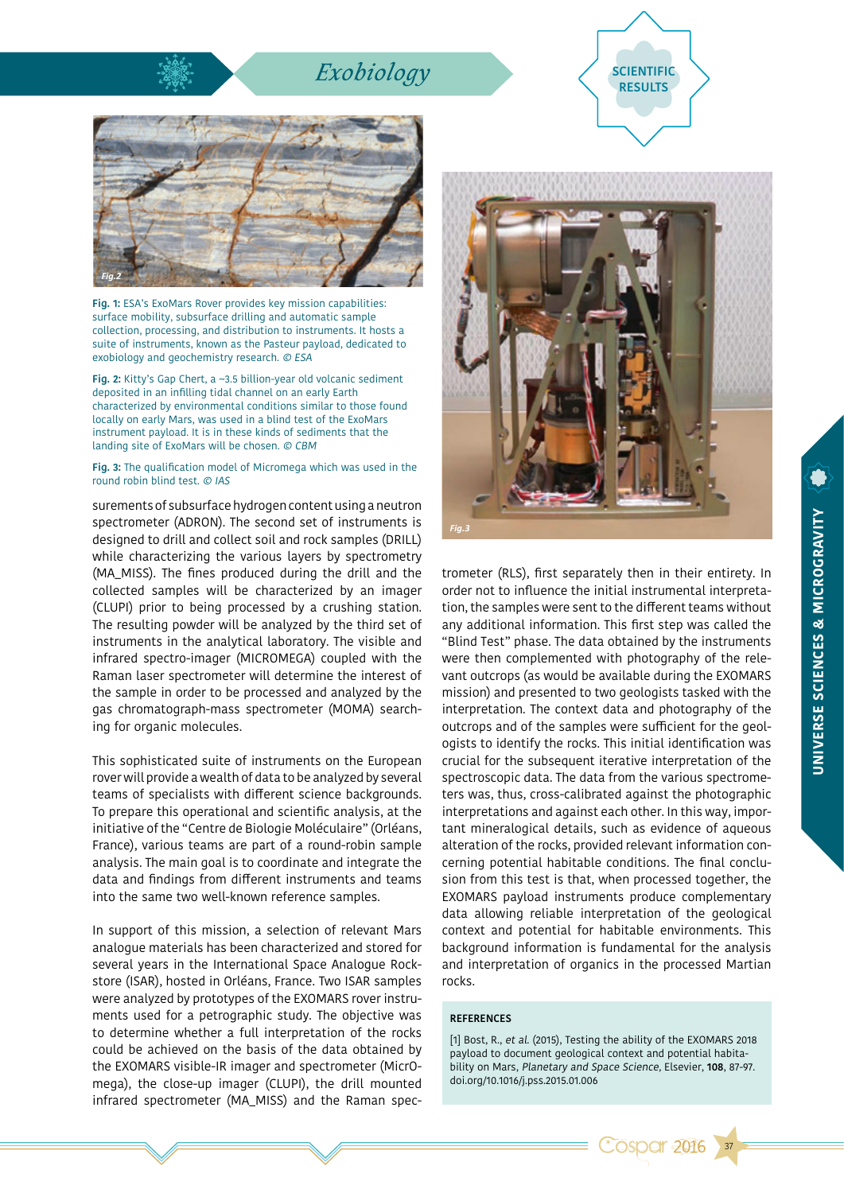**Fig. 1:** ESA's ExoMars Rover provides key mission capabilities: surface mobility, subsurface drilling and automatic sample collection, processing, and distribution to instruments. It hosts a suite of instruments, known as the Pasteur payload, dedicated to exobiology and geochemistry research. *© ESA*

**Fig. 2:** Kitty's Gap Chert, a ~3.5 billion-year old volcanic sediment deposited in an infilling tidal channel on an early Earth characterized by environmental conditions similar to those found locally on early Mars, was used in a blind test of the ExoMars instrument payload. It is in these kinds of sediments that the landing site of ExoMars will be chosen. *© CBM*

**Fig. 3:** The qualification model of Micromega which was used in the round robin blind test. *© IAS*

surements of subsurface hydrogen content using a neutron spectrometer (ADRON). The second set of instruments is designed to drill and collect soil and rock samples (DRILL) while characterizing the various layers by spectrometry (MA_MISS). The fines produced during the drill and the collected samples will be characterized by an imager (CLUPI) prior to being processed by a crushing station. The resulting powder will be analyzed by the third set of instruments in the analytical laboratory. The visible and infrared spectro-imager (MICROMEGA) coupled with the Raman laser spectrometer will determine the interest of the sample in order to be processed and analyzed by the gas chromatograph-mass spectrometer (MOMA) searching for organic molecules.

This sophisticated suite of instruments on the European rover will provide a wealth of data to be analyzed by several teams of specialists with different science backgrounds. To prepare this operational and scientific analysis, at the initiative of the "Centre de Biologie Moléculaire" (Orléans, France), various teams are part of a round-robin sample analysis. The main goal is to coordinate and integrate the data and findings from different instruments and teams into the same two well-known reference samples.

In support of this mission, a selection of relevant Mars analogue materials has been characterized and stored for several years in the International Space Analogue Rockstore (ISAR), hosted in Orléans, France. Two ISAR samples were analyzed by prototypes of the EXOMARS rover instruments used for a petrographic study. The objective was to determine whether a full interpretation of the rocks could be achieved on the basis of the data obtained by the EXOMARS visible-IR imager and spectrometer (MicrOmega), the close-up imager (CLUPI), the drill mounted infrared spectrometer (MA_MISS) and the Raman spectrometer (RLS), first separately then in their entirety. In order not to influence the initial instrumental interpretation, the samples were sent to the different teams without any additional information. This first step was called the "Blind Test" phase. The data obtained by the instruments were then complemented with photography of the relevant outcrops (as would be available during the EXOMARS mission) and presented to two geologists tasked with the interpretation. The context data and photography of the outcrops and of the samples were sufficient for the geologists to identify the rocks. This initial identification was crucial for the subsequent iterative interpretation of the spectroscopic data. The data from the various spectrometers was, thus, cross-calibrated against the photographic interpretations and against each other. In this way, important mineralogical details, such as evidence of aqueous alteration of the rocks, provided relevant information concerning potential habitable conditions. The final conclusion from this test is that, when processed together, the EXOMARS payload instruments produce complementary data allowing reliable interpretation of the geological context and potential for habitable environments. This background information is fundamental for the analysis and interpretation of organics in the processed Martian rocks.

### REFERENCES

[1] Bost, R., *et al.* (2015), Testing the ability of the EXOMARS 2018 payload to document geological context and potential habitability on Mars, *Planetary and Space Science*, Elsevier, **108**, 87-97. doi.org/10.1016/j.pss.2015.01.006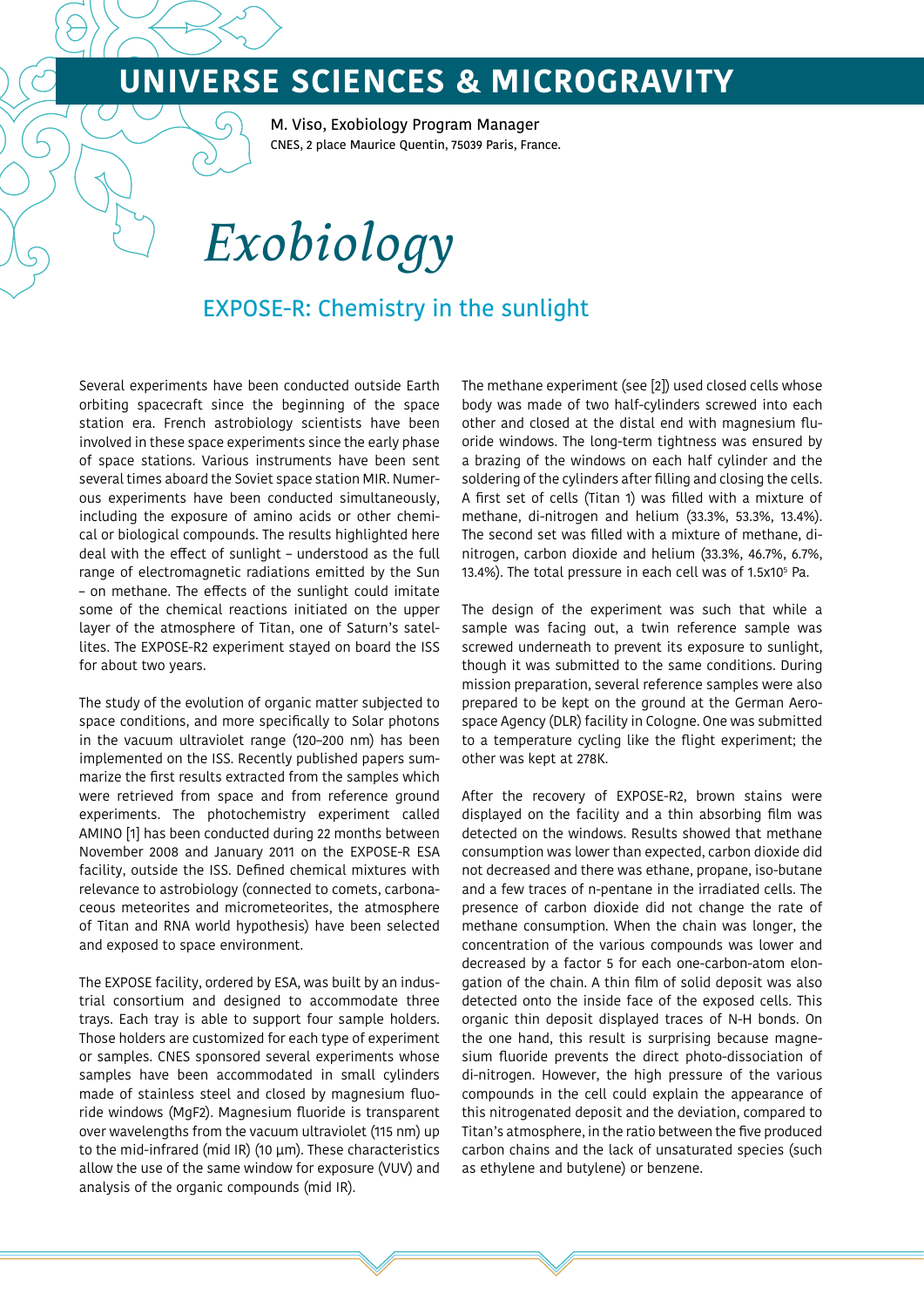# UNIVERSE SCIENCES & MICROGRAVITY

M. Viso, Exobiology Program Manager
CNES, 2 place Maurice Quentin, 75039 Paris, France.

# *Exobiology*

## EXPOSE-R: Chemistry in the sunlight

Several experiments have been conducted outside Earth orbiting spacecraft since the beginning of the space station era. French astrobiology scientists have been involved in these space experiments since the early phase of space stations. Various instruments have been sent several times aboard the Soviet space station MIR. Numerous experiments have been conducted simultaneously, including the exposure of amino acids or other chemical or biological compounds. The results highlighted here deal with the effect of sunlight – understood as the full range of electromagnetic radiations emitted by the Sun – on methane. The effects of the sunlight could imitate some of the chemical reactions initiated on the upper layer of the atmosphere of Titan, one of Saturn's satellites. The EXPOSE-R2 experiment stayed on board the ISS for about two years.

The study of the evolution of organic matter subjected to space conditions, and more specifically to Solar photons in the vacuum ultraviolet range (120–200 nm) has been implemented on the ISS. Recently published papers summarize the first results extracted from the samples which were retrieved from space and from reference ground experiments. The photochemistry experiment called AMINO [1] has been conducted during 22 months between November 2008 and January 2011 on the EXPOSE-R ESA facility, outside the ISS. Defined chemical mixtures with relevance to astrobiology (connected to comets, carbonaceous meteorites and micrometeorites, the atmosphere of Titan and RNA world hypothesis) have been selected and exposed to space environment.

The EXPOSE facility, ordered by ESA, was built by an industrial consortium and designed to accommodate three trays. Each tray is able to support four sample holders. Those holders are customized for each type of experiment or samples. CNES sponsored several experiments whose samples have been accommodated in small cylinders made of stainless steel and closed by magnesium fluoride windows ($MgF_2$). Magnesium fluoride is transparent over wavelengths from the vacuum ultraviolet (115 nm) up to the mid-infrared (mid IR) (10 µm). These characteristics allow the use of the same window for exposure (VUV) and analysis of the organic compounds (mid IR).

The methane experiment (see [2]) used closed cells whose body was made of two half-cylinders screwed into each other and closed at the distal end with magnesium fluoride windows. The long-term tightness was ensured by a brazing of the windows on each half cylinder and the soldering of the cylinders after filling and closing the cells. A first set of cells (Titan 1) was filled with a mixture of methane, di-nitrogen and helium (33.3%, 53.3%, 13.4%). The second set was filled with a mixture of methane, di-nitrogen, carbon dioxide and helium (33.3%, 46.7%, 6.7%, 13.4%). The total pressure in each cell was of $1.5 \times 10^5$ Pa.

The design of the experiment was such that while a sample was facing out, a twin reference sample was screwed underneath to prevent its exposure to sunlight, though it was submitted to the same conditions. During mission preparation, several reference samples were also prepared to be kept on the ground at the German Aerospace Agency (DLR) facility in Cologne. One was submitted to a temperature cycling like the flight experiment; the other was kept at 278K.

After the recovery of EXPOSE-R2, brown stains were displayed on the facility and a thin absorbing film was detected on the windows. Results showed that methane consumption was lower than expected, carbon dioxide did not decreased and there was ethane, propane, iso-butane and a few traces of n-pentane in the irradiated cells. The presence of carbon dioxide did not change the rate of methane consumption. When the chain was longer, the concentration of the various compounds was lower and decreased by a factor 5 for each one-carbon-atom elongation of the chain. A thin film of solid deposit was also detected onto the inside face of the exposed cells. This organic thin deposit displayed traces of N-H bonds. On the one hand, this result is surprising because magnesium fluoride prevents the direct photo-dissociation of di-nitrogen. However, the high pressure of the various compounds in the cell could explain the appearance of this nitrogenated deposit and the deviation, compared to Titan's atmosphere, in the ratio between the five produced carbon chains and the lack of unsaturated species (such as ethylene and butylene) or benzene.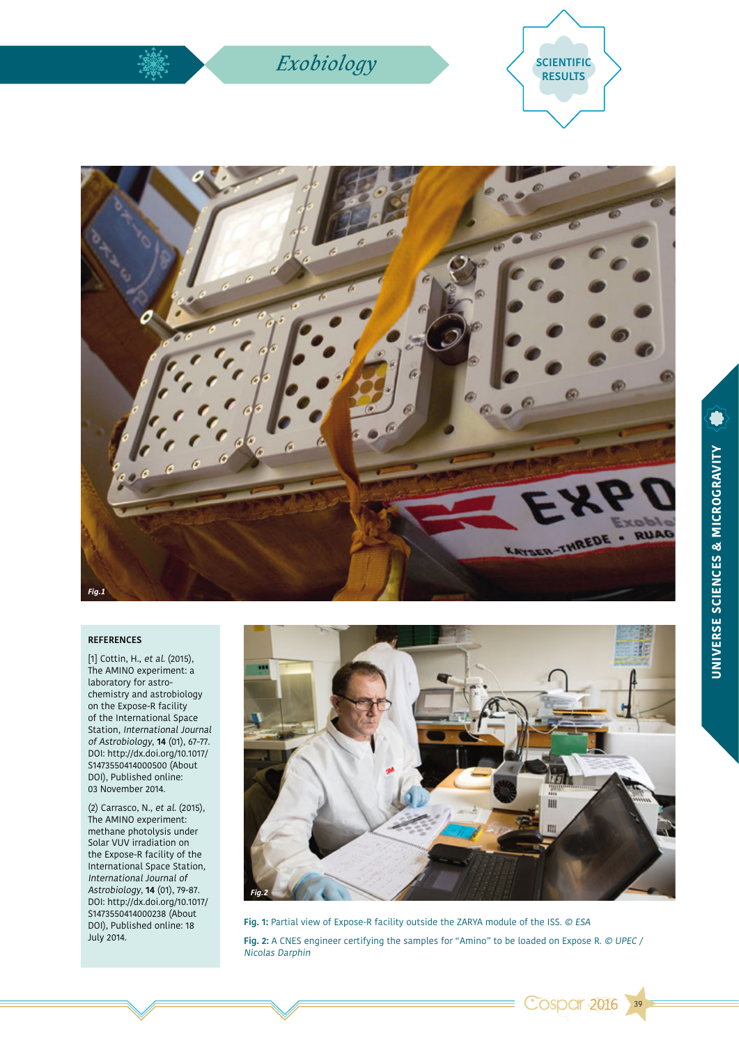# Exobiology

SCIENTIFIC RESULTS

Fig.1

Fig.2

**Fig. 1:** Partial view of Expose-R facility outside the ZARYA module of the ISS. *© ESA*

**Fig. 2:** A CNES engineer certifying the samples for "Amino" to be loaded on Expose R. *© UPEC / Nicolas Darphin*

## REFERENCES

[1] Cottin, H., *et al.* (2015), The AMINO experiment: a laboratory for astro-chemistry and astrobiology on the Expose-R facility of the International Space Station, *International Journal of Astrobiology*, **14** (01), 67-77. DOI: http://dx.doi.org/10.1017/S1473550414000500 (About DOI), Published online: 03 November 2014.

(2) Carrasco, N., *et al.* (2015), The AMINO experiment: methane photolysis under Solar VUV irradiation on the Expose-R facility of the International Space Station, *International Journal of Astrobiology*, **14** (01), 79-87. DOI: http://dx.doi.org/10.1017/S1473550414000238 (About DOI), Published online: 18 July 2014.